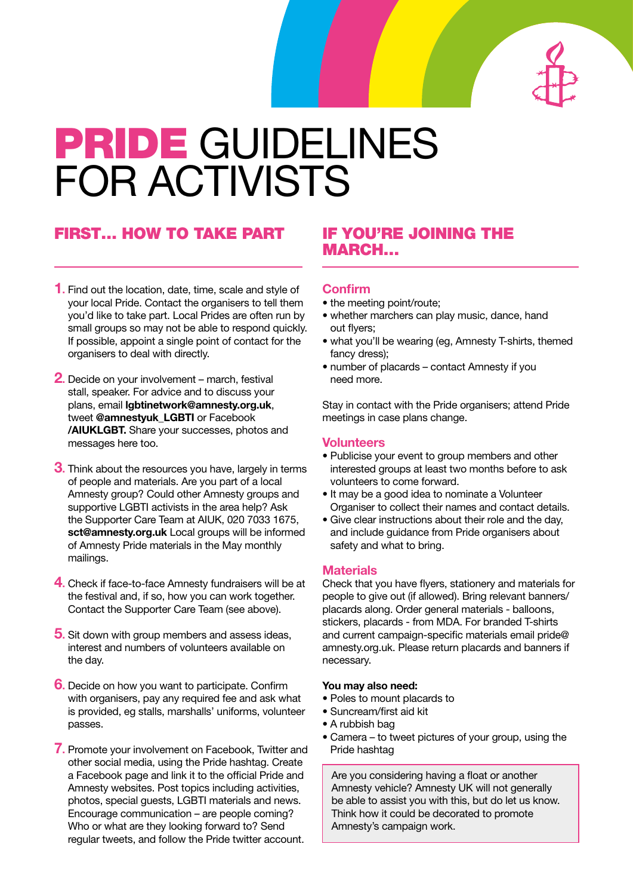# PRIDE GUIDELINES FOR ACTIVISTS

## FIRST… HOW TO TAKE PART

1. Find out the location, date, time, scale and style of your local Pride. Contact the organisers to tell them you'd like to take part. Local Prides are often run by small groups so may not be able to respond quickly. If possible, appoint a single point of contact for the organisers to deal with directly.

2. Decide on your involvement – march, festival stall, speaker. For advice and to discuss your plans, email **lgbtinetwork@amnesty.org.uk**, tweet **@amnestyuk_LGBTI** or Facebook **/AIUKLGBT.** Share your successes, photos and messages here too.

3. Think about the resources you have, largely in terms of people and materials. Are you part of a local Amnesty group? Could other Amnesty groups and supportive LGBTI activists in the area help? Ask the Supporter Care Team at AIUK, 020 7033 1675, **sct@amnesty.org.uk** Local groups will be informed of Amnesty Pride materials in the May monthly mailings.

4. Check if face-to-face Amnesty fundraisers will be at the festival and, if so, how you can work together. Contact the Supporter Care Team (see above).

5. Sit down with group members and assess ideas, interest and numbers of volunteers available on the day.

6. Decide on how you want to participate. Confirm with organisers, pay any required fee and ask what is provided, eg stalls, marshalls' uniforms, volunteer passes.

7. Promote your involvement on Facebook, Twitter and other social media, using the Pride hashtag. Create a Facebook page and link it to the official Pride and Amnesty websites. Post topics including activities, photos, special guests, LGBTI materials and news. Encourage communication – are people coming? Who or what are they looking forward to? Send regular tweets, and follow the Pride twitter account.

## IF YOU'RE JOINING THE MARCH…

### Confirm

- the meeting point/route;
- whether marchers can play music, dance, hand out flyers;
- what you'll be wearing (eg, Amnesty T-shirts, themed fancy dress);
- number of placards – contact Amnesty if you need more.

Stay in contact with the Pride organisers; attend Pride meetings in case plans change.

### Volunteers

- Publicise your event to group members and other interested groups at least two months before to ask volunteers to come forward.
- It may be a good idea to nominate a Volunteer Organiser to collect their names and contact details.
- Give clear instructions about their role and the day, and include guidance from Pride organisers about safety and what to bring.

### Materials

Check that you have flyers, stationery and materials for people to give out (if allowed). Bring relevant banners/placards along. Order general materials - balloons, stickers, placards - from MDA. For branded T-shirts and current campaign-specific materials email pride@amnesty.org.uk. Please return placards and banners if necessary.

**You may also need:**

- Poles to mount placards to
- Suncream/first aid kit
- A rubbish bag
- Camera – to tweet pictures of your group, using the Pride hashtag

> Are you considering having a float or another Amnesty vehicle? Amnesty UK will not generally be able to assist you with this, but do let us know. Think how it could be decorated to promote Amnesty's campaign work.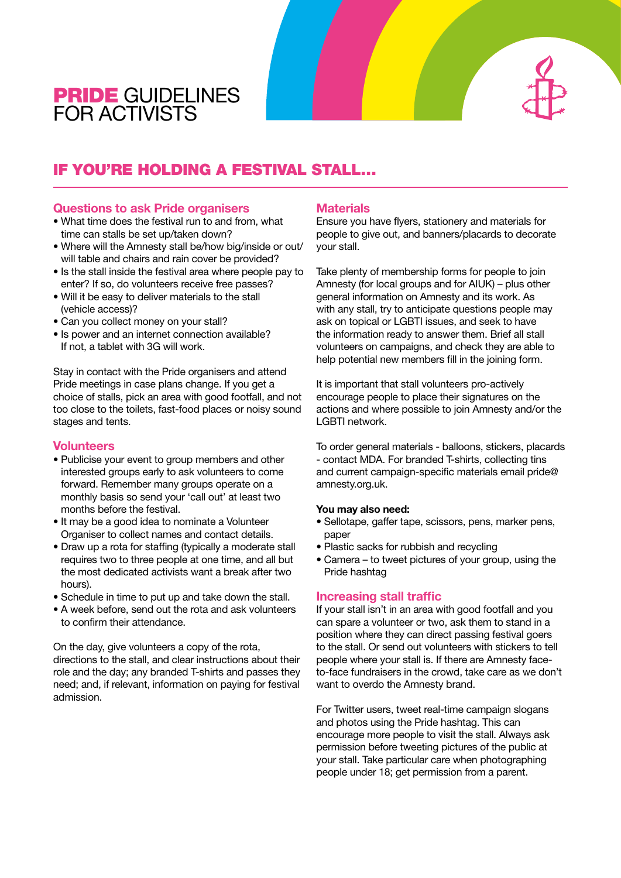# PRIDE GUIDELINES FOR ACTIVISTS

## IF YOU'RE HOLDING A FESTIVAL STALL...

### Questions to ask Pride organisers

- What time does the festival run to and from, what time can stalls be set up/taken down?
- Where will the Amnesty stall be/how big/inside or out/ will table and chairs and rain cover be provided?
- Is the stall inside the festival area where people pay to enter? If so, do volunteers receive free passes?
- Will it be easy to deliver materials to the stall (vehicle access)?
- Can you collect money on your stall?
- Is power and an internet connection available? If not, a tablet with 3G will work.

Stay in contact with the Pride organisers and attend Pride meetings in case plans change. If you get a choice of stalls, pick an area with good footfall, and not too close to the toilets, fast-food places or noisy sound stages and tents.

### Volunteers

- Publicise your event to group members and other interested groups early to ask volunteers to come forward. Remember many groups operate on a monthly basis so send your 'call out' at least two months before the festival.
- It may be a good idea to nominate a Volunteer Organiser to collect names and contact details.
- Draw up a rota for staffing (typically a moderate stall requires two to three people at one time, and all but the most dedicated activists want a break after two hours).
- Schedule in time to put up and take down the stall.
- A week before, send out the rota and ask volunteers to confirm their attendance.

On the day, give volunteers a copy of the rota, directions to the stall, and clear instructions about their role and the day; any branded T-shirts and passes they need; and, if relevant, information on paying for festival admission.

### Materials

Ensure you have flyers, stationery and materials for people to give out, and banners/placards to decorate your stall.

Take plenty of membership forms for people to join Amnesty (for local groups and for AIUK) – plus other general information on Amnesty and its work. As with any stall, try to anticipate questions people may ask on topical or LGBTI issues, and seek to have the information ready to answer them. Brief all stall volunteers on campaigns, and check they are able to help potential new members fill in the joining form.

It is important that stall volunteers pro-actively encourage people to place their signatures on the actions and where possible to join Amnesty and/or the LGBTI network.

To order general materials - balloons, stickers, placards - contact MDA. For branded T-shirts, collecting tins and current campaign-specific materials email pride@amnesty.org.uk.

**You may also need:**

- Sellotape, gaffer tape, scissors, pens, marker pens, paper
- Plastic sacks for rubbish and recycling
- Camera – to tweet pictures of your group, using the Pride hashtag

### Increasing stall traffic

If your stall isn't in an area with good footfall and you can spare a volunteer or two, ask them to stand in a position where they can direct passing festival goers to the stall. Or send out volunteers with stickers to tell people where your stall is. If there are Amnesty face-to-face fundraisers in the crowd, take care as we don't want to overdo the Amnesty brand.

For Twitter users, tweet real-time campaign slogans and photos using the Pride hashtag. This can encourage more people to visit the stall. Always ask permission before tweeting pictures of the public at your stall. Take particular care when photographing people under 18; get permission from a parent.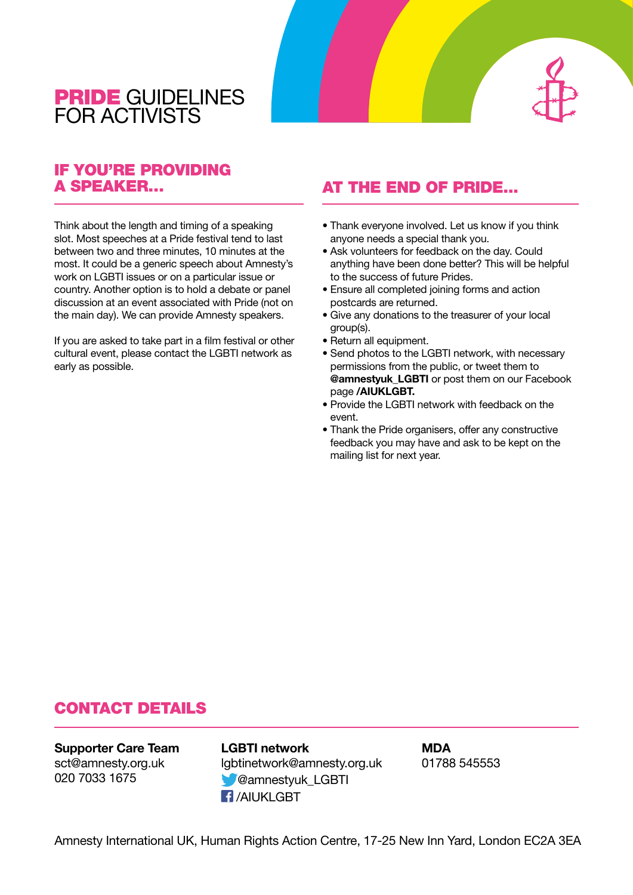# PRIDE GUIDELINES FOR ACTIVISTS

## IF YOU'RE PROVIDING A SPEAKER...

Think about the length and timing of a speaking slot. Most speeches at a Pride festival tend to last between two and three minutes, 10 minutes at the most. It could be a generic speech about Amnesty's work on LGBTI issues or on a particular issue or country. Another option is to hold a debate or panel discussion at an event associated with Pride (not on the main day). We can provide Amnesty speakers.

If you are asked to take part in a film festival or other cultural event, please contact the LGBTI network as early as possible.

## AT THE END OF PRIDE...

- Thank everyone involved. Let us know if you think anyone needs a special thank you.
- Ask volunteers for feedback on the day. Could anything have been done better? This will be helpful to the success of future Prides.
- Ensure all completed joining forms and action postcards are returned.
- Give any donations to the treasurer of your local group(s).
- Return all equipment.
- Send photos to the LGBTI network, with necessary permissions from the public, or tweet them to **@amnestyuk_LGBTI** or post them on our Facebook page **/AIUKLGBT.**
- Provide the LGBTI network with feedback on the event.
- Thank the Pride organisers, offer any constructive feedback you may have and ask to be kept on the mailing list for next year.

## CONTACT DETAILS

**Supporter Care Team**
sct@amnesty.org.uk
020 7033 1675

**LGBTI network**
lgbtinetwork@amnesty.org.uk
@amnestyuk_LGBTI
/AIUKLGBT

**MDA**
01788 545553

Amnesty International UK, Human Rights Action Centre, 17-25 New Inn Yard, London EC2A 3EA